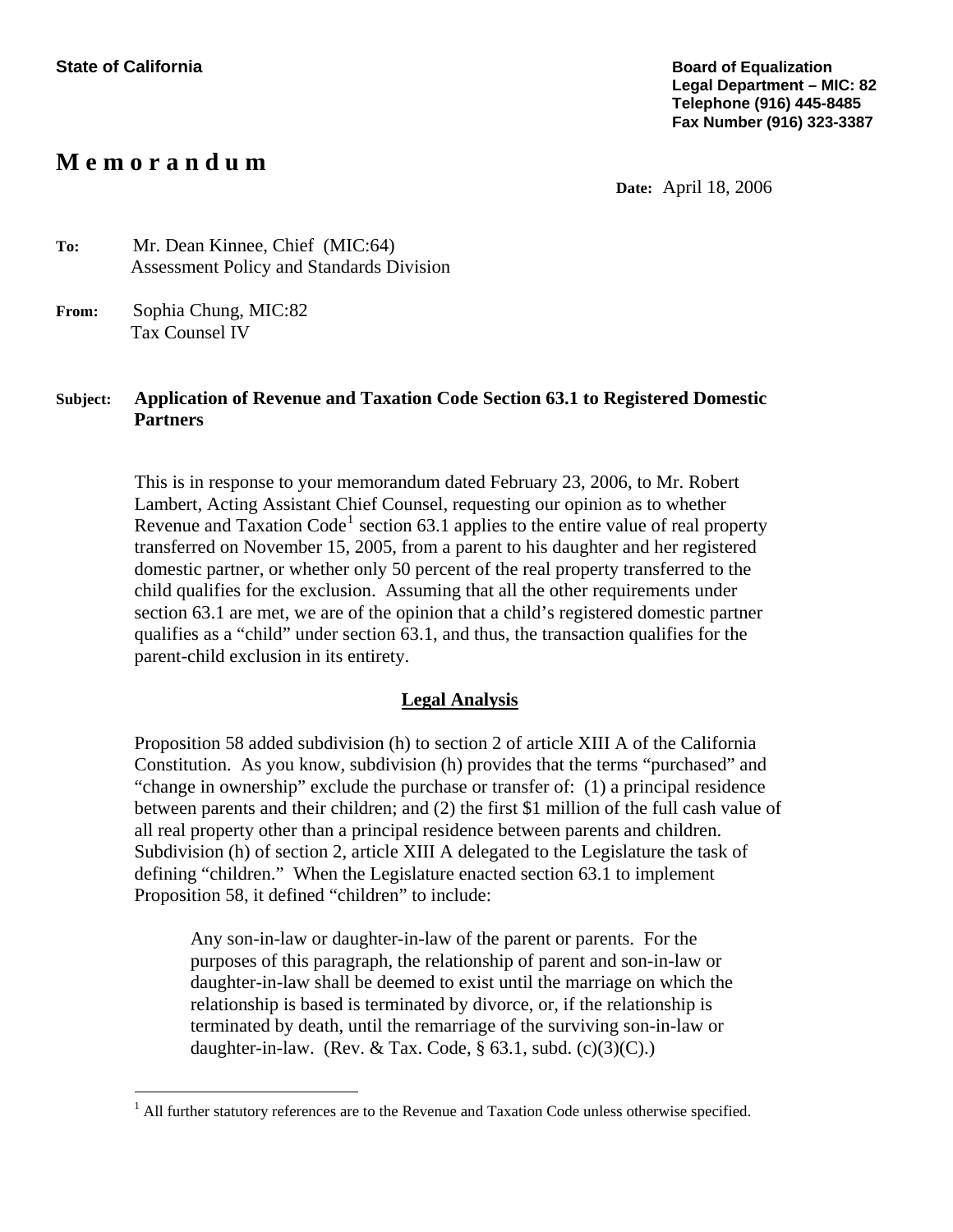**State of California**

**Board of Equalization**
**Legal Department – MIC: 82**
**Telephone (916) 445-8485**
**Fax Number (916) 323-3387**

# Memorandum

**Date:** April 18, 2006

**To:** Mr. Dean Kinnee, Chief (MIC:64)
Assessment Policy and Standards Division

**From:** Sophia Chung, MIC:82
Tax Counsel IV

**Subject: Application of Revenue and Taxation Code Section 63.1 to Registered Domestic Partners**

This is in response to your memorandum dated February 23, 2006, to Mr. Robert Lambert, Acting Assistant Chief Counsel, requesting our opinion as to whether Revenue and Taxation Code[1] section 63.1 applies to the entire value of real property transferred on November 15, 2005, from a parent to his daughter and her registered domestic partner, or whether only 50 percent of the real property transferred to the child qualifies for the exclusion. Assuming that all the other requirements under section 63.1 are met, we are of the opinion that a child's registered domestic partner qualifies as a "child" under section 63.1, and thus, the transaction qualifies for the parent-child exclusion in its entirety.

## Legal Analysis

Proposition 58 added subdivision (h) to section 2 of article XIII A of the California Constitution. As you know, subdivision (h) provides that the terms "purchased" and "change in ownership" exclude the purchase or transfer of: (1) a principal residence between parents and their children; and (2) the first $1 million of the full cash value of all real property other than a principal residence between parents and children. Subdivision (h) of section 2, article XIII A delegated to the Legislature the task of defining "children." When the Legislature enacted section 63.1 to implement Proposition 58, it defined "children" to include:

> Any son-in-law or daughter-in-law of the parent or parents. For the purposes of this paragraph, the relationship of parent and son-in-law or daughter-in-law shall be deemed to exist until the marriage on which the relationship is based is terminated by divorce, or, if the relationship is terminated by death, until the remarriage of the surviving son-in-law or daughter-in-law. (Rev. & Tax. Code, § 63.1, subd. (c)(3)(C).)

[1] All further statutory references are to the Revenue and Taxation Code unless otherwise specified.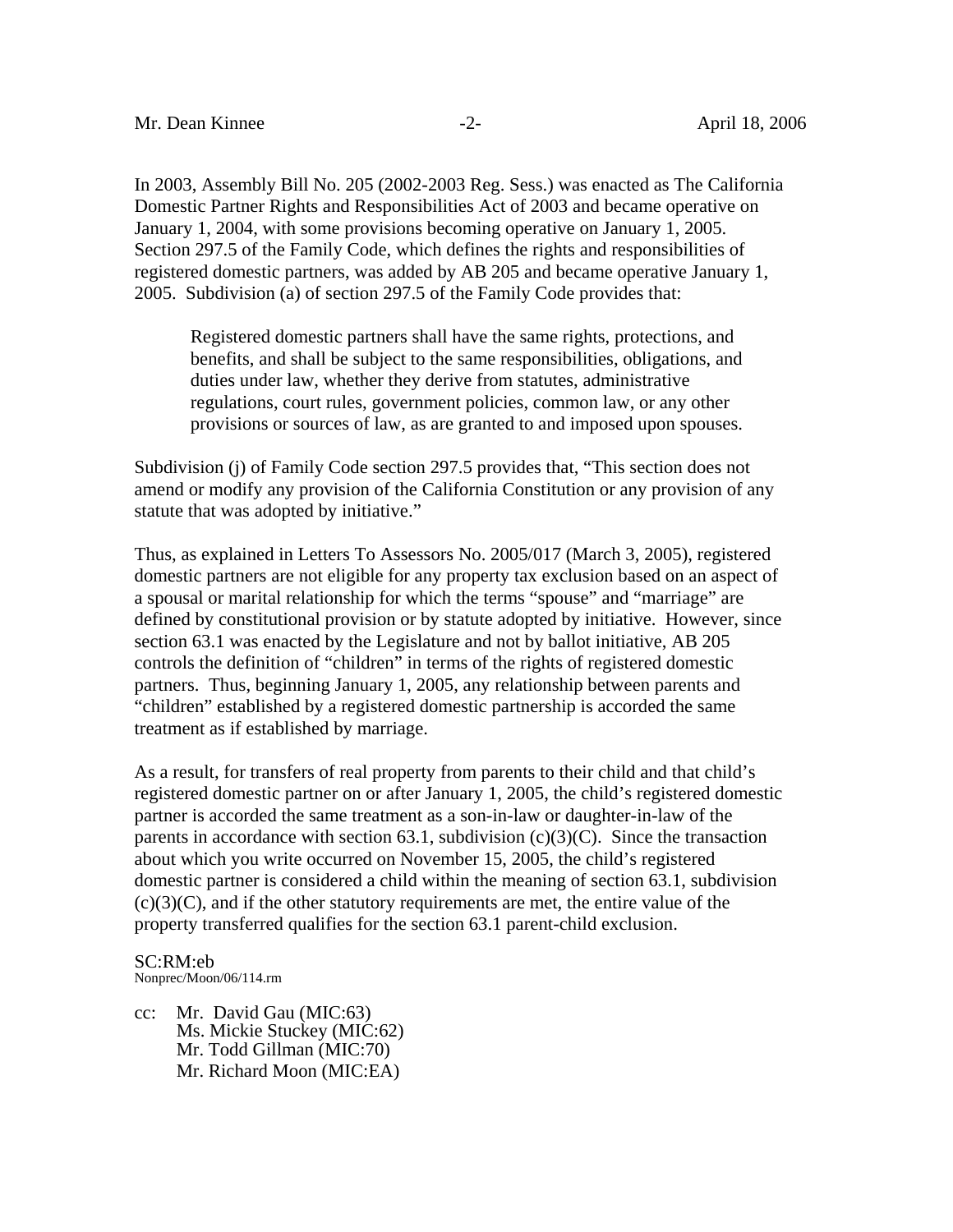In 2003, Assembly Bill No. 205 (2002-2003 Reg. Sess.) was enacted as The California Domestic Partner Rights and Responsibilities Act of 2003 and became operative on January 1, 2004, with some provisions becoming operative on January 1, 2005. Section 297.5 of the Family Code, which defines the rights and responsibilities of registered domestic partners, was added by AB 205 and became operative January 1, 2005. Subdivision (a) of section 297.5 of the Family Code provides that:

> Registered domestic partners shall have the same rights, protections, and benefits, and shall be subject to the same responsibilities, obligations, and duties under law, whether they derive from statutes, administrative regulations, court rules, government policies, common law, or any other provisions or sources of law, as are granted to and imposed upon spouses.

Subdivision (j) of Family Code section 297.5 provides that, "This section does not amend or modify any provision of the California Constitution or any provision of any statute that was adopted by initiative."

Thus, as explained in Letters To Assessors No. 2005/017 (March 3, 2005), registered domestic partners are not eligible for any property tax exclusion based on an aspect of a spousal or marital relationship for which the terms "spouse" and "marriage" are defined by constitutional provision or by statute adopted by initiative. However, since section 63.1 was enacted by the Legislature and not by ballot initiative, AB 205 controls the definition of "children" in terms of the rights of registered domestic partners. Thus, beginning January 1, 2005, any relationship between parents and "children" established by a registered domestic partnership is accorded the same treatment as if established by marriage.

As a result, for transfers of real property from parents to their child and that child's registered domestic partner on or after January 1, 2005, the child's registered domestic partner is accorded the same treatment as a son-in-law or daughter-in-law of the parents in accordance with section 63.1, subdivision (c)(3)(C). Since the transaction about which you write occurred on November 15, 2005, the child's registered domestic partner is considered a child within the meaning of section 63.1, subdivision (c)(3)(C), and if the other statutory requirements are met, the entire value of the property transferred qualifies for the section 63.1 parent-child exclusion.

SC:RM:eb
Nonprec/Moon/06/114.rm

cc: Mr. David Gau (MIC:63)
Ms. Mickie Stuckey (MIC:62)
Mr. Todd Gillman (MIC:70)
Mr. Richard Moon (MIC:EA)